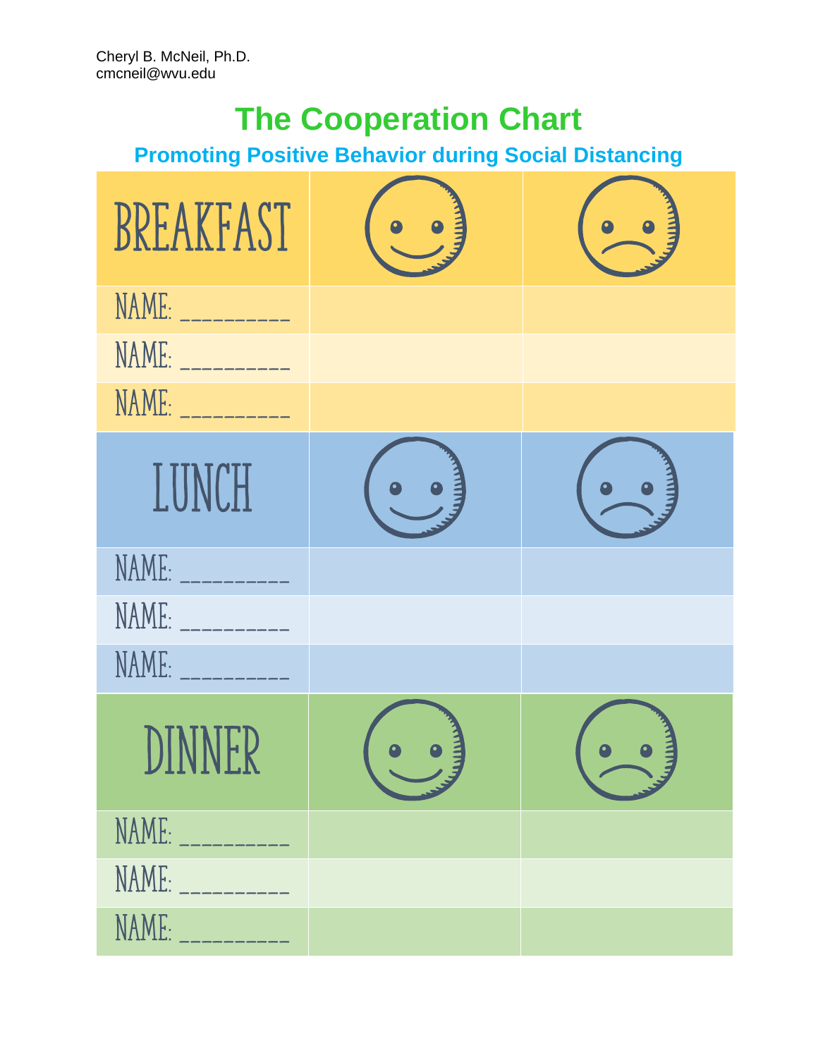Cheryl B. McNeil, Ph.D.
cmcneil@wvu.edu

# The Cooperation Chart

## Promoting Positive Behavior during Social Distancing

| BREAKFAST | ☺ | ☹ |
|---|---|---|
| NAME: _________ | | |
| NAME: _________ | | |
| NAME: _________ | | |
| **LUNCH** | ☺ | ☹ |
| NAME: _________ | | |
| NAME: _________ | | |
| NAME: _________ | | |
| **DINNER** | ☺ | ☹ |
| NAME: _________ | | |
| NAME: _________ | | |
| NAME: _________ | | |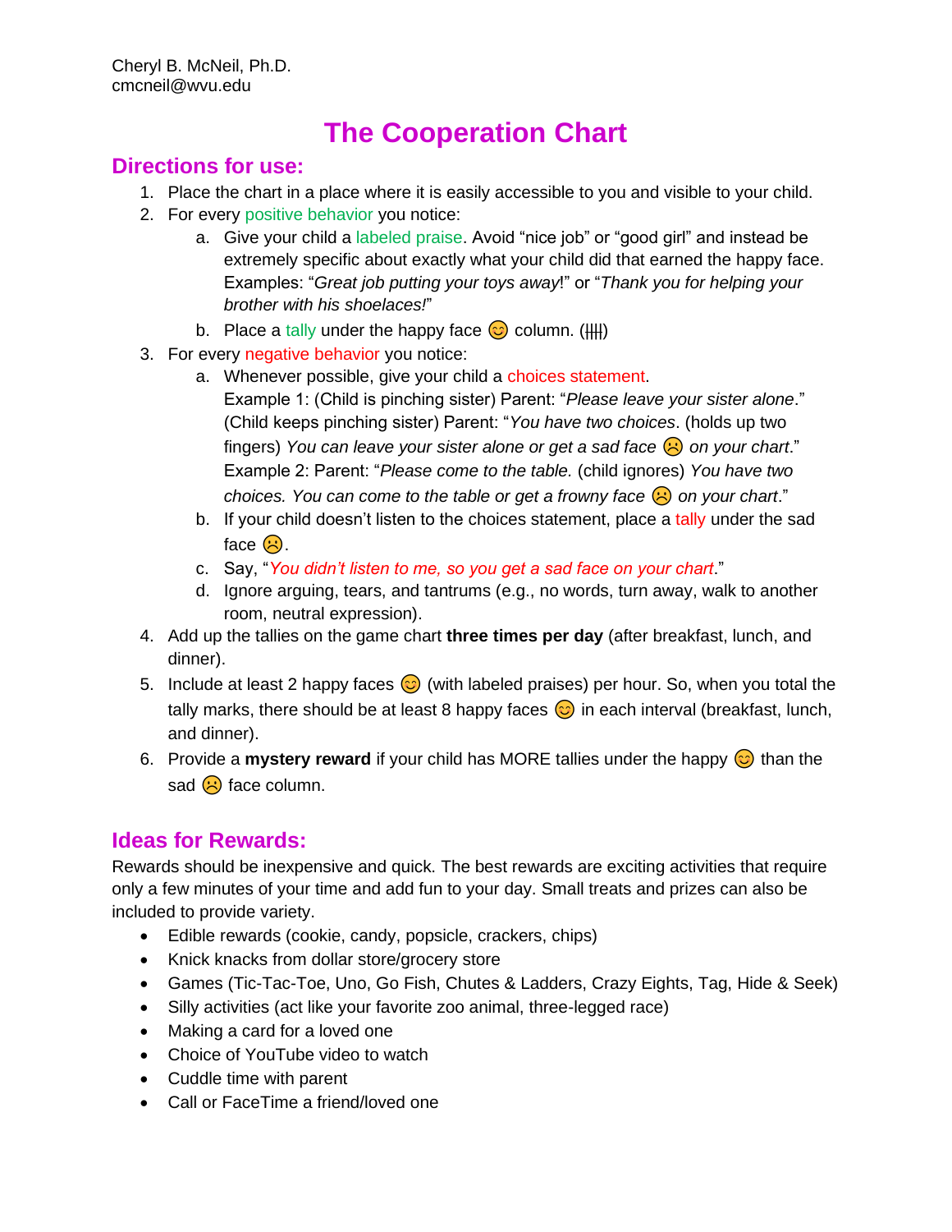Cheryl B. McNeil, Ph.D.
cmcneil@wvu.edu

# The Cooperation Chart

## Directions for use:

1. Place the chart in a place where it is easily accessible to you and visible to your child.
2. For every positive behavior you notice:
   a. Give your child a labeled praise. Avoid "nice job" or "good girl" and instead be extremely specific about exactly what your child did that earned the happy face. Examples: "*Great job putting your toys away*!" or "*Thank you for helping your brother with his shoelaces!*"
   b. Place a tally under the happy face 😊 column. (𝍸)
3. For every negative behavior you notice:
   a. Whenever possible, give your child a choices statement.
   Example 1: (Child is pinching sister) Parent: "*Please leave your sister alone*." (Child keeps pinching sister) Parent: "*You have two choices*. (holds up two fingers) *You can leave your sister alone or get a sad face* ☹ *on your chart*."
   Example 2: Parent: "*Please come to the table.* (child ignores) *You have two choices. You can come to the table or get a frowny face* ☹ *on your chart*."
   b. If your child doesn't listen to the choices statement, place a tally under the sad face ☹.
   c. Say, "*You didn't listen to me, so you get a sad face on your chart*."
   d. Ignore arguing, tears, and tantrums (e.g., no words, turn away, walk to another room, neutral expression).
4. Add up the tallies on the game chart **three times per day** (after breakfast, lunch, and dinner).
5. Include at least 2 happy faces 😊 (with labeled praises) per hour. So, when you total the tally marks, there should be at least 8 happy faces 😊 in each interval (breakfast, lunch, and dinner).
6. Provide a **mystery reward** if your child has MORE tallies under the happy 😊 than the sad ☹ face column.

## Ideas for Rewards:

Rewards should be inexpensive and quick. The best rewards are exciting activities that require only a few minutes of your time and add fun to your day. Small treats and prizes can also be included to provide variety.

- Edible rewards (cookie, candy, popsicle, crackers, chips)
- Knick knacks from dollar store/grocery store
- Games (Tic-Tac-Toe, Uno, Go Fish, Chutes & Ladders, Crazy Eights, Tag, Hide & Seek)
- Silly activities (act like your favorite zoo animal, three-legged race)
- Making a card for a loved one
- Choice of YouTube video to watch
- Cuddle time with parent
- Call or FaceTime a friend/loved one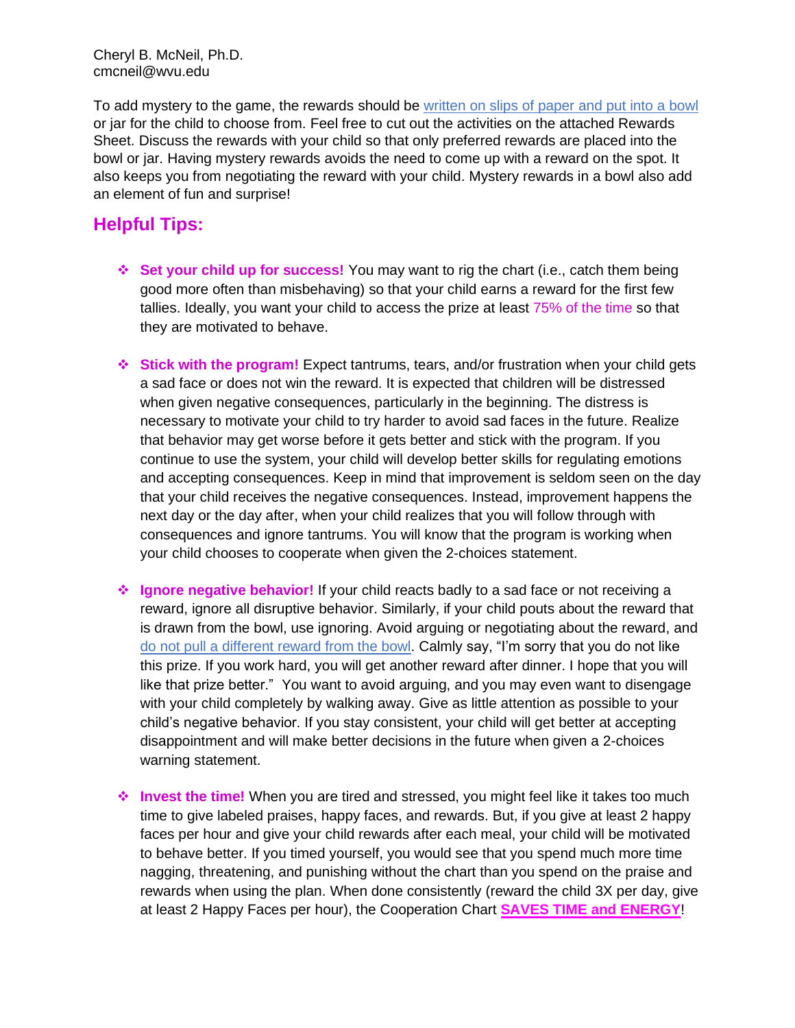Cheryl B. McNeil, Ph.D.
cmcneil@wvu.edu

To add mystery to the game, the rewards should be written on slips of paper and put into a bowl or jar for the child to choose from. Feel free to cut out the activities on the attached Rewards Sheet. Discuss the rewards with your child so that only preferred rewards are placed into the bowl or jar. Having mystery rewards avoids the need to come up with a reward on the spot. It also keeps you from negotiating the reward with your child. Mystery rewards in a bowl also add an element of fun and surprise!

## Helpful Tips:

- **Set your child up for success!** You may want to rig the chart (i.e., catch them being good more often than misbehaving) so that your child earns a reward for the first few tallies. Ideally, you want your child to access the prize at least 75% of the time so that they are motivated to behave.

- **Stick with the program!** Expect tantrums, tears, and/or frustration when your child gets a sad face or does not win the reward. It is expected that children will be distressed when given negative consequences, particularly in the beginning. The distress is necessary to motivate your child to try harder to avoid sad faces in the future. Realize that behavior may get worse before it gets better and stick with the program. If you continue to use the system, your child will develop better skills for regulating emotions and accepting consequences. Keep in mind that improvement is seldom seen on the day that your child receives the negative consequences. Instead, improvement happens the next day or the day after, when your child realizes that you will follow through with consequences and ignore tantrums. You will know that the program is working when your child chooses to cooperate when given the 2-choices statement.

- **Ignore negative behavior!** If your child reacts badly to a sad face or not receiving a reward, ignore all disruptive behavior. Similarly, if your child pouts about the reward that is drawn from the bowl, use ignoring. Avoid arguing or negotiating about the reward, and do not pull a different reward from the bowl. Calmly say, "I'm sorry that you do not like this prize. If you work hard, you will get another reward after dinner. I hope that you will like that prize better." You want to avoid arguing, and you may even want to disengage with your child completely by walking away. Give as little attention as possible to your child's negative behavior. If you stay consistent, your child will get better at accepting disappointment and will make better decisions in the future when given a 2-choices warning statement.

- **Invest the time!** When you are tired and stressed, you might feel like it takes too much time to give labeled praises, happy faces, and rewards. But, if you give at least 2 happy faces per hour and give your child rewards after each meal, your child will be motivated to behave better. If you timed yourself, you would see that you spend much more time nagging, threatening, and punishing without the chart than you spend on the praise and rewards when using the plan. When done consistently (reward the child 3X per day, give at least 2 Happy Faces per hour), the Cooperation Chart **SAVES TIME and ENERGY**!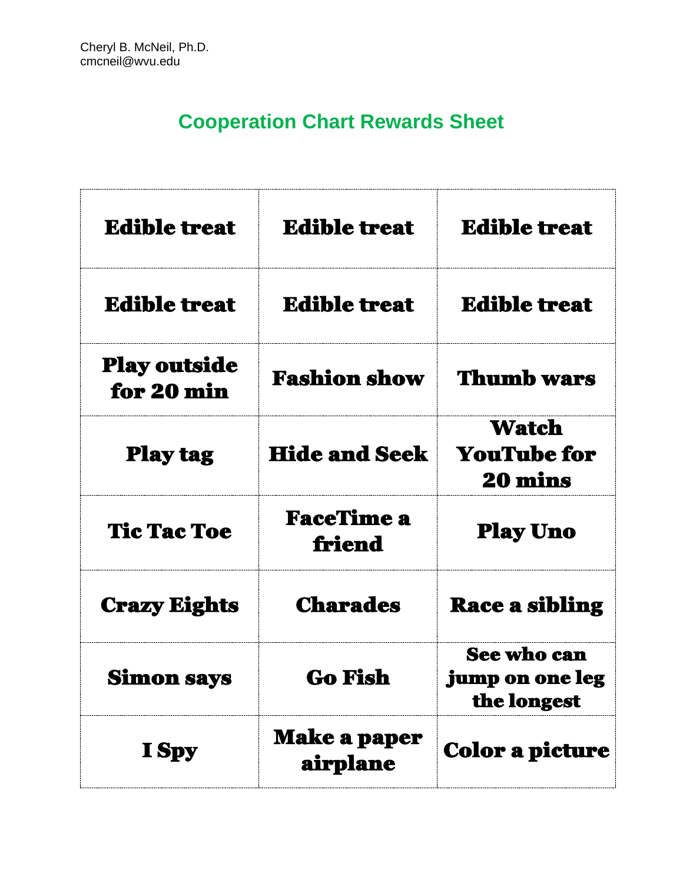## Cooperation Chart Rewards Sheet

| Edible treat | Edible treat | Edible treat |
|---|---|---|
| Edible treat | Edible treat | Edible treat |
| Play outside for 20 min | Fashion show | Thumb wars |
| Play tag | Hide and Seek | Watch YouTube for 20 mins |
| Tic Tac Toe | FaceTime a friend | Play Uno |
| Crazy Eights | Charades | Race a sibling |
| Simon says | Go Fish | See who can jump on one leg the longest |
| I Spy | Make a paper airplane | Color a picture |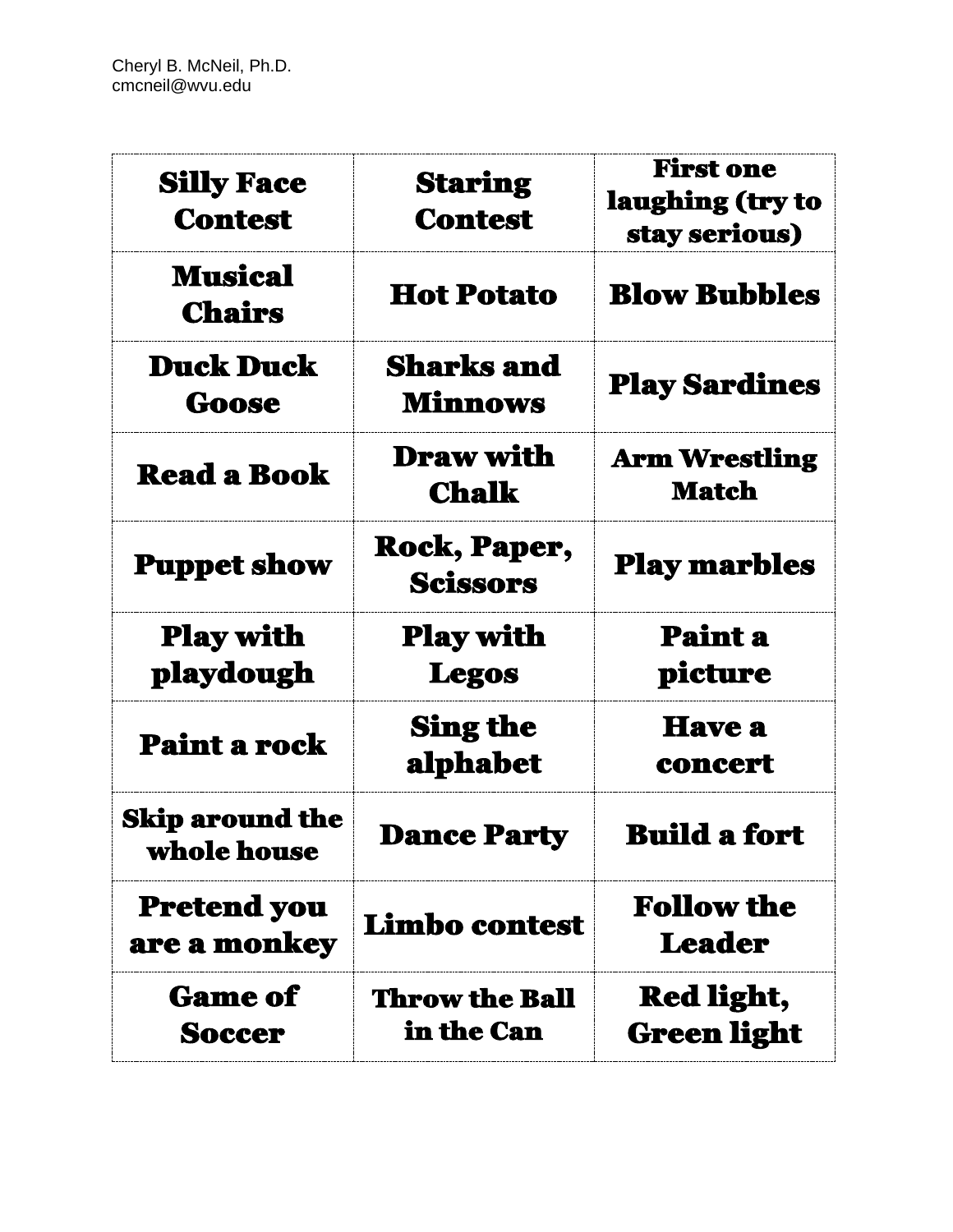Cheryl B. McNeil, Ph.D.
cmcneil@wvu.edu

| | | |
|---|---|---|
| **Silly Face Contest** | **Staring Contest** | **First one laughing (try to stay serious)** |
| **Musical Chairs** | **Hot Potato** | **Blow Bubbles** |
| **Duck Duck Goose** | **Sharks and Minnows** | **Play Sardines** |
| **Read a Book** | **Draw with Chalk** | **Arm Wrestling Match** |
| **Puppet show** | **Rock, Paper, Scissors** | **Play marbles** |
| **Play with playdough** | **Play with Legos** | **Paint a picture** |
| **Paint a rock** | **Sing the alphabet** | **Have a concert** |
| **Skip around the whole house** | **Dance Party** | **Build a fort** |
| **Pretend you are a monkey** | **Limbo contest** | **Follow the Leader** |
| **Game of Soccer** | **Throw the Ball in the Can** | **Red light, Green light** |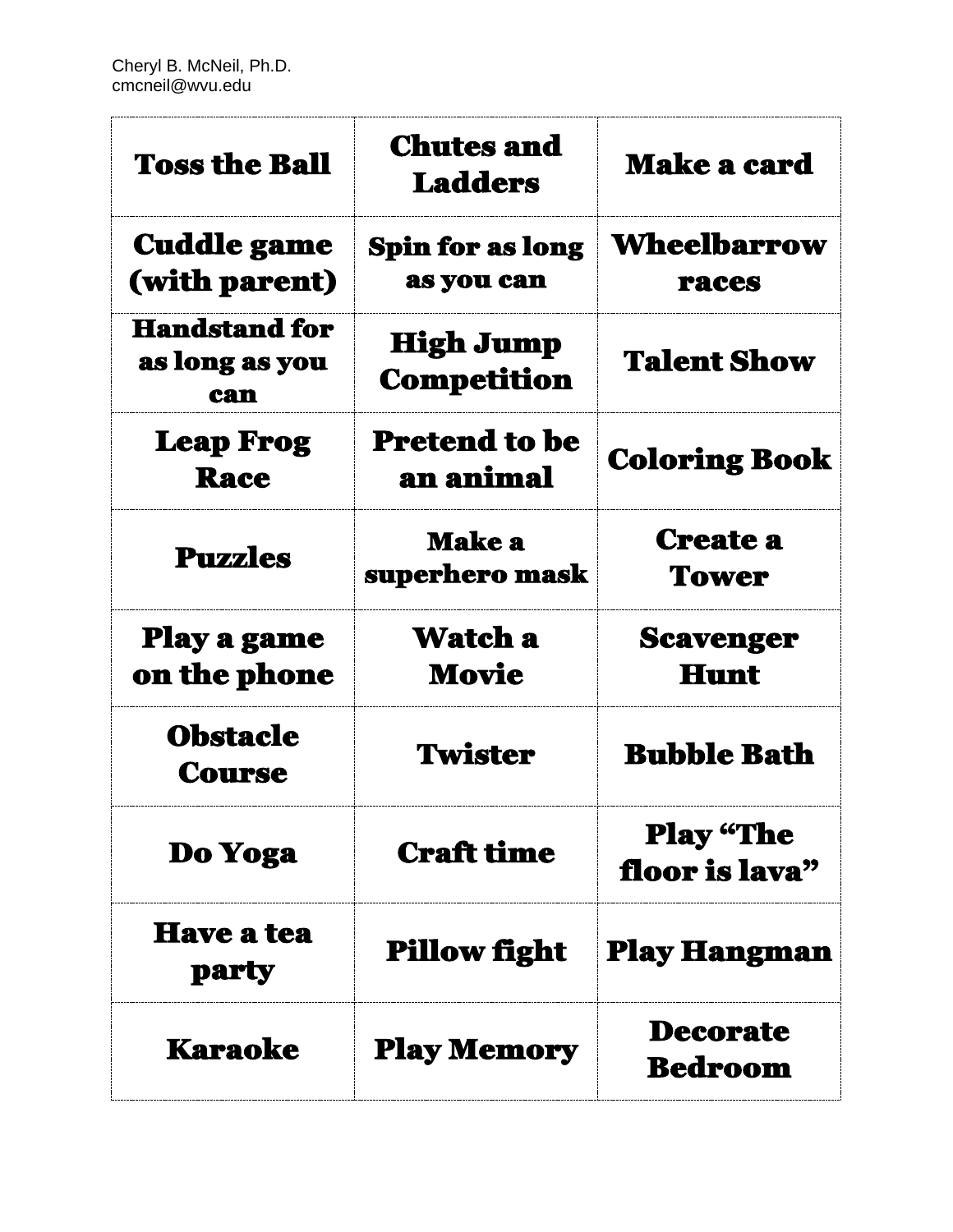| Toss the Ball | Chutes and Ladders | Make a card |
| --- | --- | --- |
| Cuddle game (with parent) | Spin for as long as you can | Wheelbarrow races |
| Handstand for as long as you can | High Jump Competition | Talent Show |
| Leap Frog Race | Pretend to be an animal | Coloring Book |
| Puzzles | Make a superhero mask | Create a Tower |
| Play a game on the phone | Watch a Movie | Scavenger Hunt |
| Obstacle Course | Twister | Bubble Bath |
| Do Yoga | Craft time | Play “The floor is lava” |
| Have a tea party | Pillow fight | Play Hangman |
| Karaoke | Play Memory | Decorate Bedroom |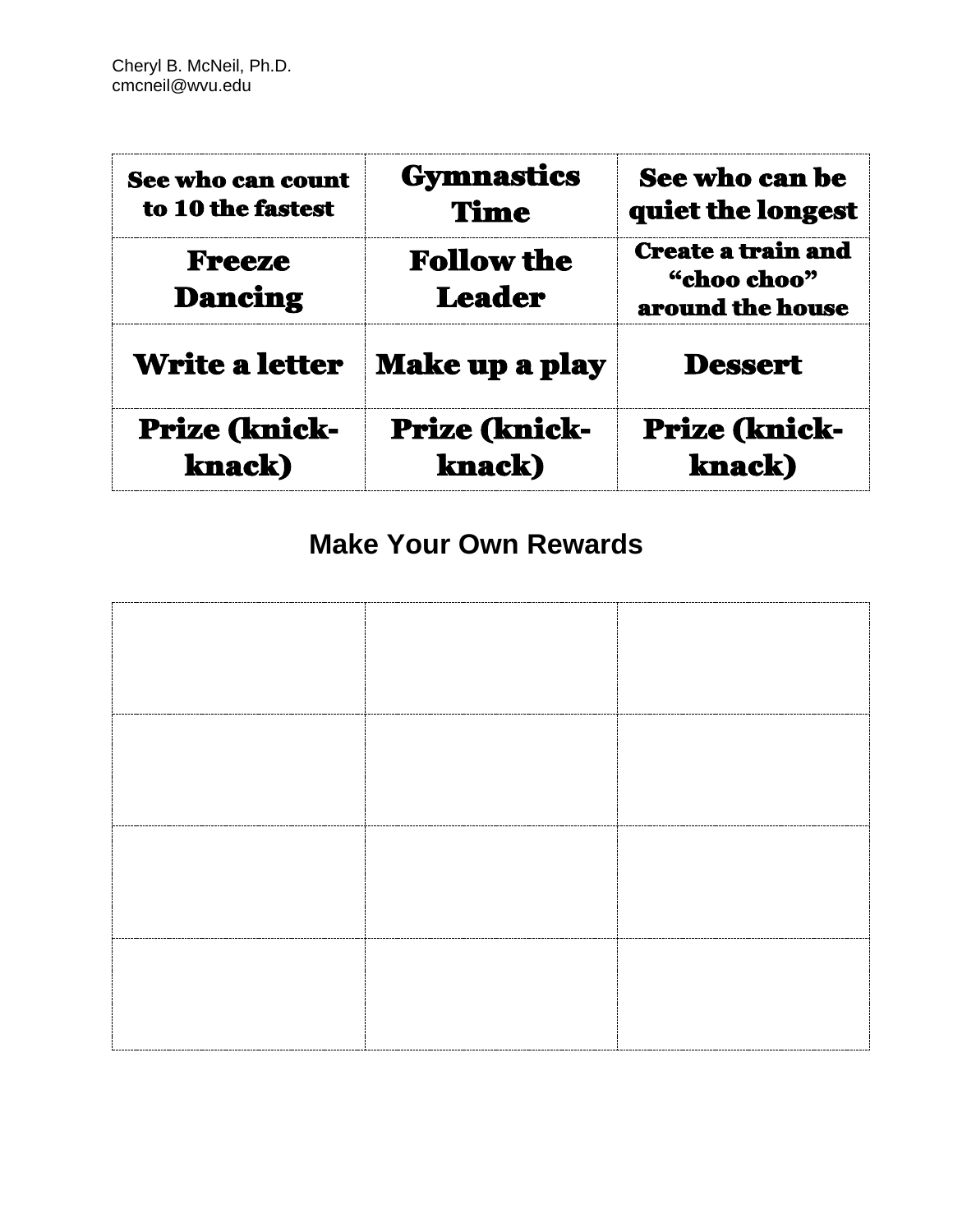Cheryl B. McNeil, Ph.D.
cmcneil@wvu.edu

| | | |
|---|---|---|
| **See who can count to 10 the fastest** | **Gymnastics Time** | **See who can be quiet the longest** |
| **Freeze Dancing** | **Follow the Leader** | **Create a train and “choo choo” around the house** |
| **Write a letter** | **Make up a play** | **Dessert** |
| **Prize (knick-knack)** | **Prize (knick-knack)** | **Prize (knick-knack)** |

## Make Your Own Rewards

| | | |
|---|---|---|
| | | |
| | | |
| | | |
| | | |